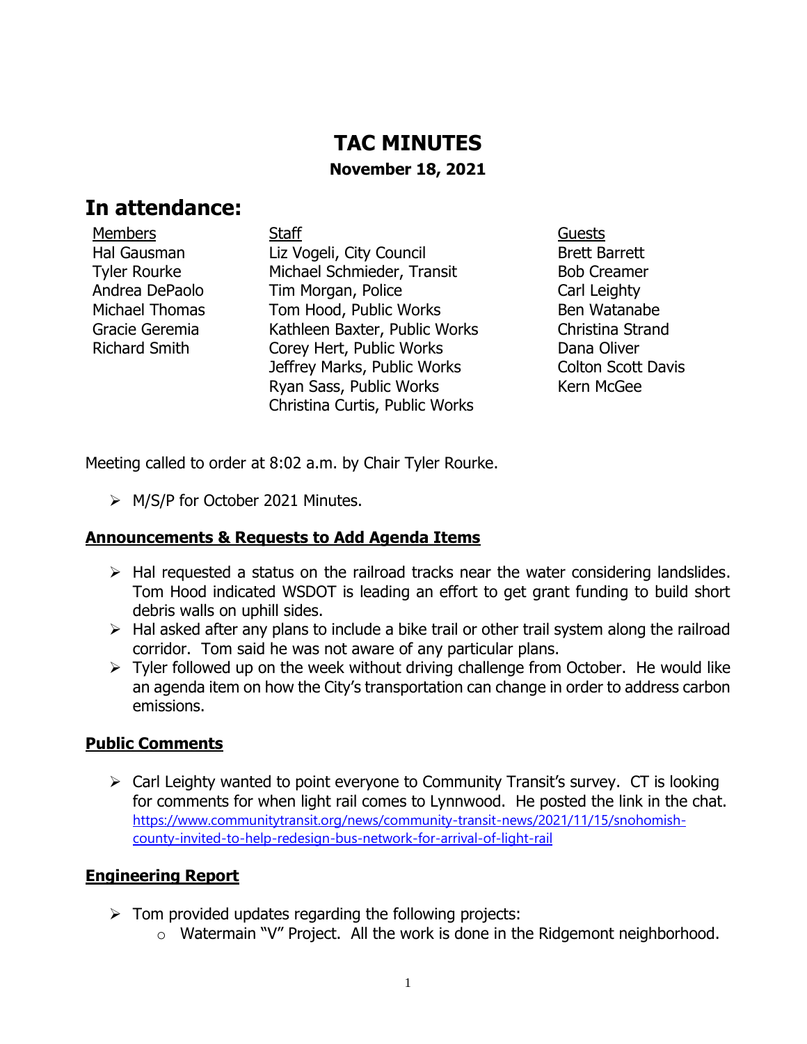# TAC MINUTES

**November 18, 2021**

## In attendance:

| Members | Staff | Guests |
| --- | --- | --- |
| Hal Gausman | Liz Vogeli, City Council | Brett Barrett |
| Tyler Rourke | Michael Schmieder, Transit | Bob Creamer |
| Andrea DePaolo | Tim Morgan, Police | Carl Leighty |
| Michael Thomas | Tom Hood, Public Works | Ben Watanabe |
| Gracie Geremia | Kathleen Baxter, Public Works | Christina Strand |
| Richard Smith | Corey Hert, Public Works | Dana Oliver |
| | Jeffrey Marks, Public Works | Colton Scott Davis |
| | Ryan Sass, Public Works | Kern McGee |
| | Christina Curtis, Public Works | |

Meeting called to order at 8:02 a.m. by Chair Tyler Rourke.

- M/S/P for October 2021 Minutes.

### Announcements & Requests to Add Agenda Items

- Hal requested a status on the railroad tracks near the water considering landslides. Tom Hood indicated WSDOT is leading an effort to get grant funding to build short debris walls on uphill sides.
- Hal asked after any plans to include a bike trail or other trail system along the railroad corridor. Tom said he was not aware of any particular plans.
- Tyler followed up on the week without driving challenge from October. He would like an agenda item on how the City's transportation can change in order to address carbon emissions.

### Public Comments

- Carl Leighty wanted to point everyone to Community Transit's survey. CT is looking for comments for when light rail comes to Lynnwood. He posted the link in the chat. https://www.communitytransit.org/news/community-transit-news/2021/11/15/snohomish-county-invited-to-help-redesign-bus-network-for-arrival-of-light-rail

### Engineering Report

- Tom provided updates regarding the following projects:
  - Watermain "V" Project. All the work is done in the Ridgemont neighborhood.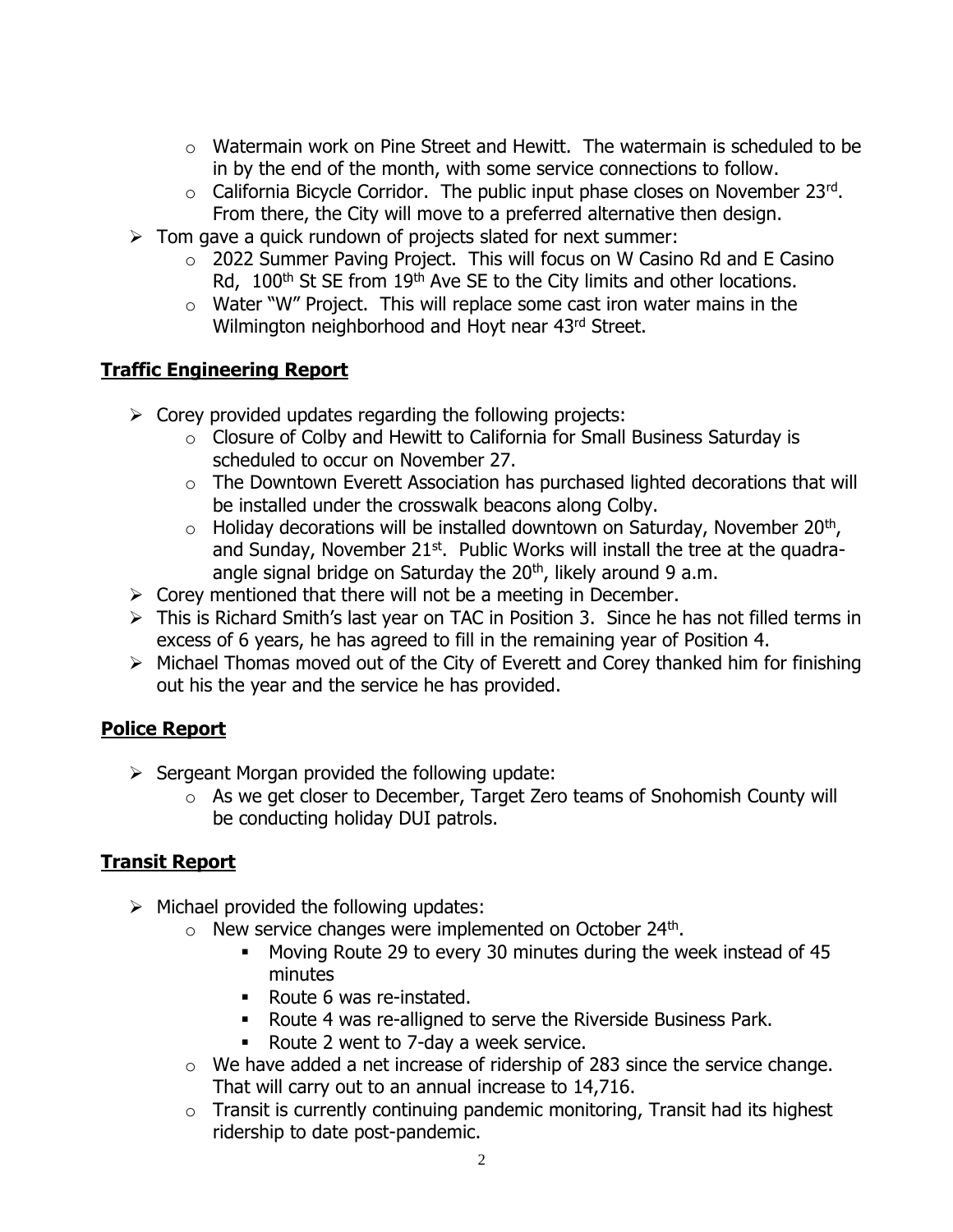- Watermain work on Pine Street and Hewitt. The watermain is scheduled to be in by the end of the month, with some service connections to follow.
  - California Bicycle Corridor. The public input phase closes on November 23rd. From there, the City will move to a preferred alternative then design.
- Tom gave a quick rundown of projects slated for next summer:
  - 2022 Summer Paving Project. This will focus on W Casino Rd and E Casino Rd, 100th St SE from 19th Ave SE to the City limits and other locations.
  - Water "W" Project. This will replace some cast iron water mains in the Wilmington neighborhood and Hoyt near 43rd Street.

## **Traffic Engineering Report**

- Corey provided updates regarding the following projects:
  - Closure of Colby and Hewitt to California for Small Business Saturday is scheduled to occur on November 27.
  - The Downtown Everett Association has purchased lighted decorations that will be installed under the crosswalk beacons along Colby.
  - Holiday decorations will be installed downtown on Saturday, November 20th, and Sunday, November 21st. Public Works will install the tree at the quadra-angle signal bridge on Saturday the 20th, likely around 9 a.m.
- Corey mentioned that there will not be a meeting in December.
- This is Richard Smith's last year on TAC in Position 3. Since he has not filled terms in excess of 6 years, he has agreed to fill in the remaining year of Position 4.
- Michael Thomas moved out of the City of Everett and Corey thanked him for finishing out his the year and the service he has provided.

## **Police Report**

- Sergeant Morgan provided the following update:
  - As we get closer to December, Target Zero teams of Snohomish County will be conducting holiday DUI patrols.

## **Transit Report**

- Michael provided the following updates:
  - New service changes were implemented on October 24th.
    - Moving Route 29 to every 30 minutes during the week instead of 45 minutes
    - Route 6 was re-instated.
    - Route 4 was re-alligned to serve the Riverside Business Park.
    - Route 2 went to 7-day a week service.
  - We have added a net increase of ridership of 283 since the service change. That will carry out to an annual increase to 14,716.
  - Transit is currently continuing pandemic monitoring, Transit had its highest ridership to date post-pandemic.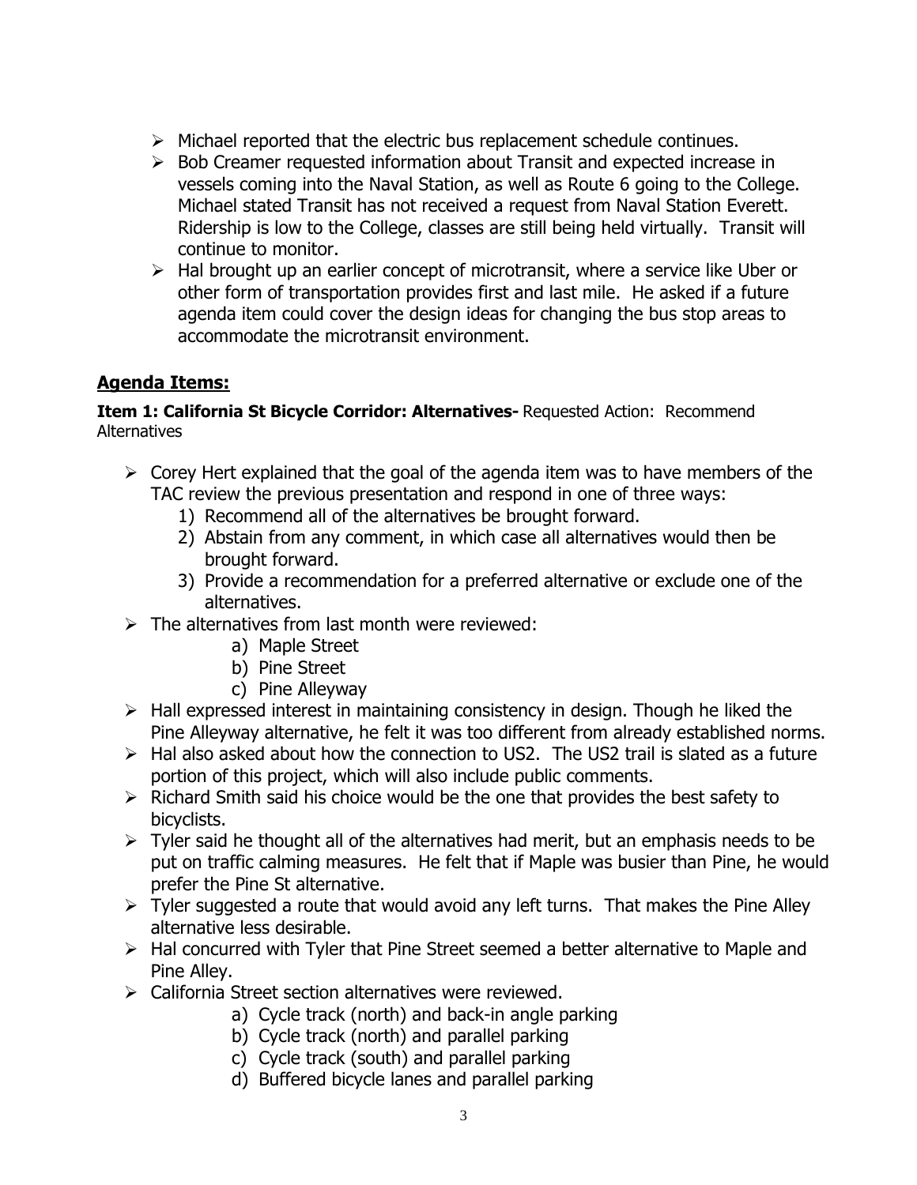- Michael reported that the electric bus replacement schedule continues.
- Bob Creamer requested information about Transit and expected increase in vessels coming into the Naval Station, as well as Route 6 going to the College. Michael stated Transit has not received a request from Naval Station Everett. Ridership is low to the College, classes are still being held virtually. Transit will continue to monitor.
- Hal brought up an earlier concept of microtransit, where a service like Uber or other form of transportation provides first and last mile. He asked if a future agenda item could cover the design ideas for changing the bus stop areas to accommodate the microtransit environment.

## Agenda Items:

**Item 1: California St Bicycle Corridor: Alternatives-** Requested Action: Recommend Alternatives

- Corey Hert explained that the goal of the agenda item was to have members of the TAC review the previous presentation and respond in one of three ways:
    1) Recommend all of the alternatives be brought forward.
    2) Abstain from any comment, in which case all alternatives would then be brought forward.
    3) Provide a recommendation for a preferred alternative or exclude one of the alternatives.
- The alternatives from last month were reviewed:
    a) Maple Street
    b) Pine Street
    c) Pine Alleyway
- Hall expressed interest in maintaining consistency in design. Though he liked the Pine Alleyway alternative, he felt it was too different from already established norms.
- Hal also asked about how the connection to US2. The US2 trail is slated as a future portion of this project, which will also include public comments.
- Richard Smith said his choice would be the one that provides the best safety to bicyclists.
- Tyler said he thought all of the alternatives had merit, but an emphasis needs to be put on traffic calming measures. He felt that if Maple was busier than Pine, he would prefer the Pine St alternative.
- Tyler suggested a route that would avoid any left turns. That makes the Pine Alley alternative less desirable.
- Hal concurred with Tyler that Pine Street seemed a better alternative to Maple and Pine Alley.
- California Street section alternatives were reviewed.
    a) Cycle track (north) and back-in angle parking
    b) Cycle track (north) and parallel parking
    c) Cycle track (south) and parallel parking
    d) Buffered bicycle lanes and parallel parking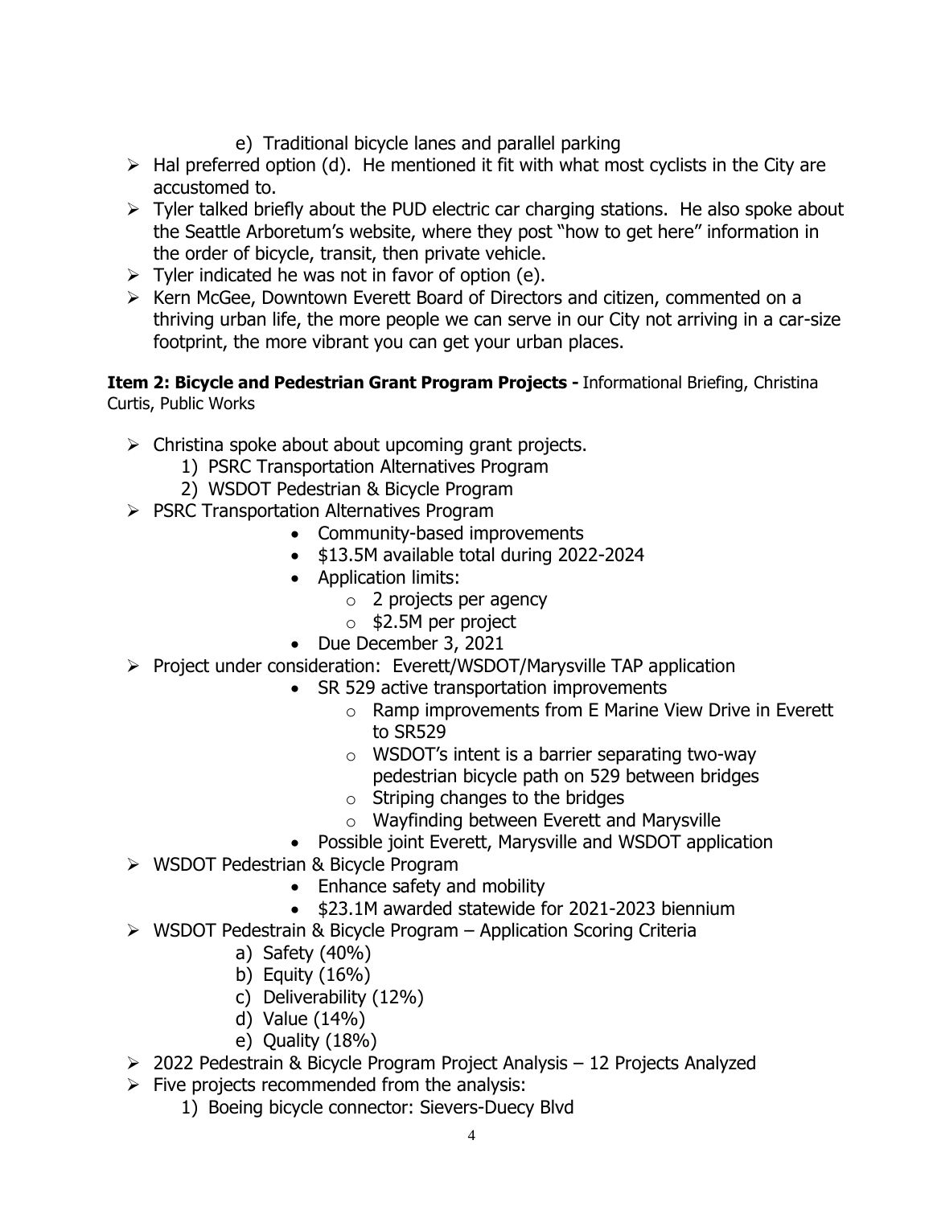e) Traditional bicycle lanes and parallel parking

- Hal preferred option (d). He mentioned it fit with what most cyclists in the City are accustomed to.
- Tyler talked briefly about the PUD electric car charging stations. He also spoke about the Seattle Arboretum's website, where they post "how to get here" information in the order of bicycle, transit, then private vehicle.
- Tyler indicated he was not in favor of option (e).
- Kern McGee, Downtown Everett Board of Directors and citizen, commented on a thriving urban life, the more people we can serve in our City not arriving in a car-size footprint, the more vibrant you can get your urban places.

**Item 2: Bicycle and Pedestrian Grant Program Projects -** Informational Briefing, Christina Curtis, Public Works

- Christina spoke about about upcoming grant projects.
    1) PSRC Transportation Alternatives Program
    2) WSDOT Pedestrian & Bicycle Program
- PSRC Transportation Alternatives Program
    - Community-based improvements
    - $13.5M available total during 2022-2024
    - Application limits:
        - 2 projects per agency
        - $2.5M per project
    - Due December 3, 2021
- Project under consideration: Everett/WSDOT/Marysville TAP application
    - SR 529 active transportation improvements
        - Ramp improvements from E Marine View Drive in Everett to SR529
        - WSDOT's intent is a barrier separating two-way pedestrian bicycle path on 529 between bridges
        - Striping changes to the bridges
        - Wayfinding between Everett and Marysville
    - Possible joint Everett, Marysville and WSDOT application
- WSDOT Pedestrian & Bicycle Program
    - Enhance safety and mobility
    - $23.1M awarded statewide for 2021-2023 biennium
- WSDOT Pedestrain & Bicycle Program – Application Scoring Criteria
    a) Safety (40%)
    b) Equity (16%)
    c) Deliverability (12%)
    d) Value (14%)
    e) Quality (18%)
- 2022 Pedestrain & Bicycle Program Project Analysis – 12 Projects Analyzed
- Five projects recommended from the analysis:
    1) Boeing bicycle connector: Sievers-Duecy Blvd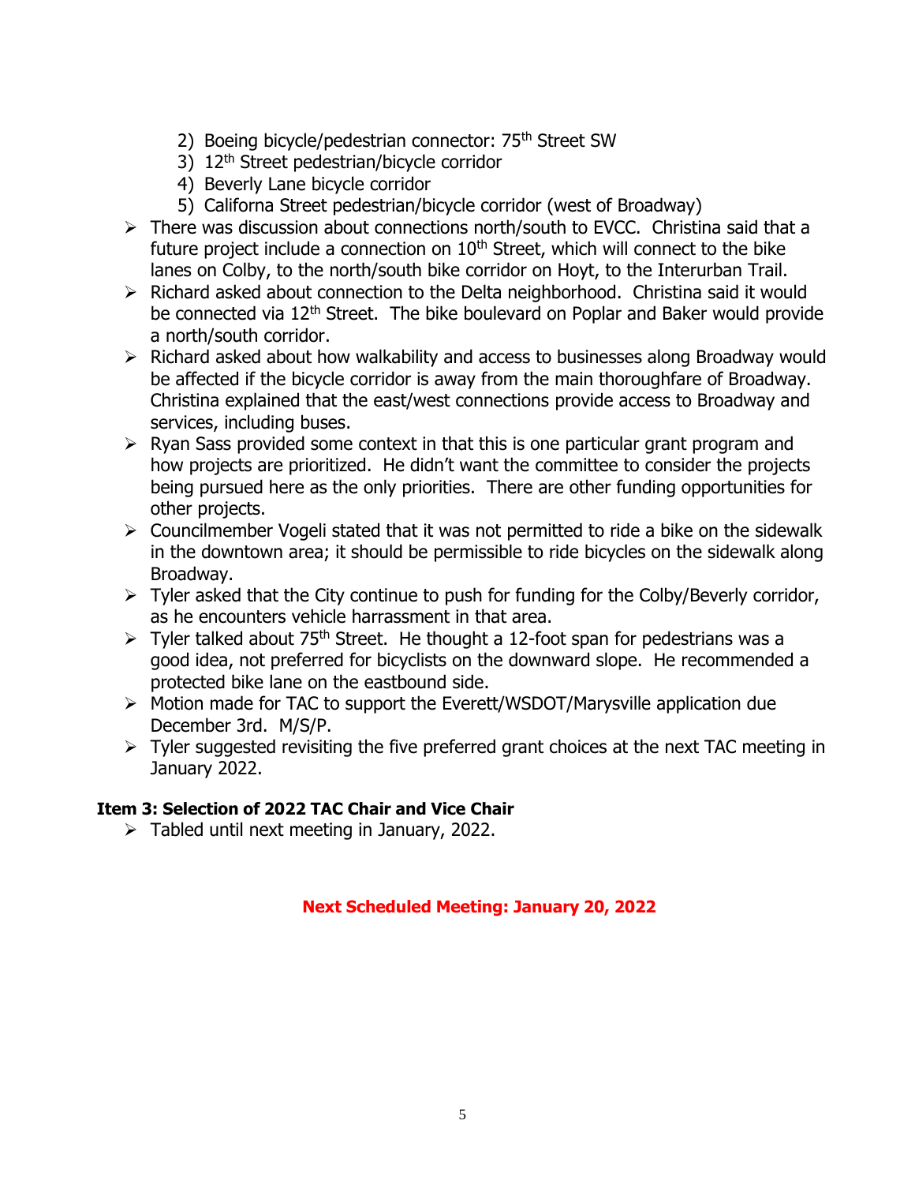2) Boeing bicycle/pedestrian connector: 75th Street SW
3) 12th Street pedestrian/bicycle corridor
4) Beverly Lane bicycle corridor
5) Californa Street pedestrian/bicycle corridor (west of Broadway)

- There was discussion about connections north/south to EVCC. Christina said that a future project include a connection on 10th Street, which will connect to the bike lanes on Colby, to the north/south bike corridor on Hoyt, to the Interurban Trail.
- Richard asked about connection to the Delta neighborhood. Christina said it would be connected via 12th Street. The bike boulevard on Poplar and Baker would provide a north/south corridor.
- Richard asked about how walkability and access to businesses along Broadway would be affected if the bicycle corridor is away from the main thoroughfare of Broadway. Christina explained that the east/west connections provide access to Broadway and services, including buses.
- Ryan Sass provided some context in that this is one particular grant program and how projects are prioritized. He didn't want the committee to consider the projects being pursued here as the only priorities. There are other funding opportunities for other projects.
- Councilmember Vogeli stated that it was not permitted to ride a bike on the sidewalk in the downtown area; it should be permissible to ride bicycles on the sidewalk along Broadway.
- Tyler asked that the City continue to push for funding for the Colby/Beverly corridor, as he encounters vehicle harrassment in that area.
- Tyler talked about 75th Street. He thought a 12-foot span for pedestrians was a good idea, not preferred for bicyclists on the downward slope. He recommended a protected bike lane on the eastbound side.
- Motion made for TAC to support the Everett/WSDOT/Marysville application due December 3rd. M/S/P.
- Tyler suggested revisiting the five preferred grant choices at the next TAC meeting in January 2022.

**Item 3: Selection of 2022 TAC Chair and Vice Chair**

- Tabled until next meeting in January, 2022.

**Next Scheduled Meeting: January 20, 2022**